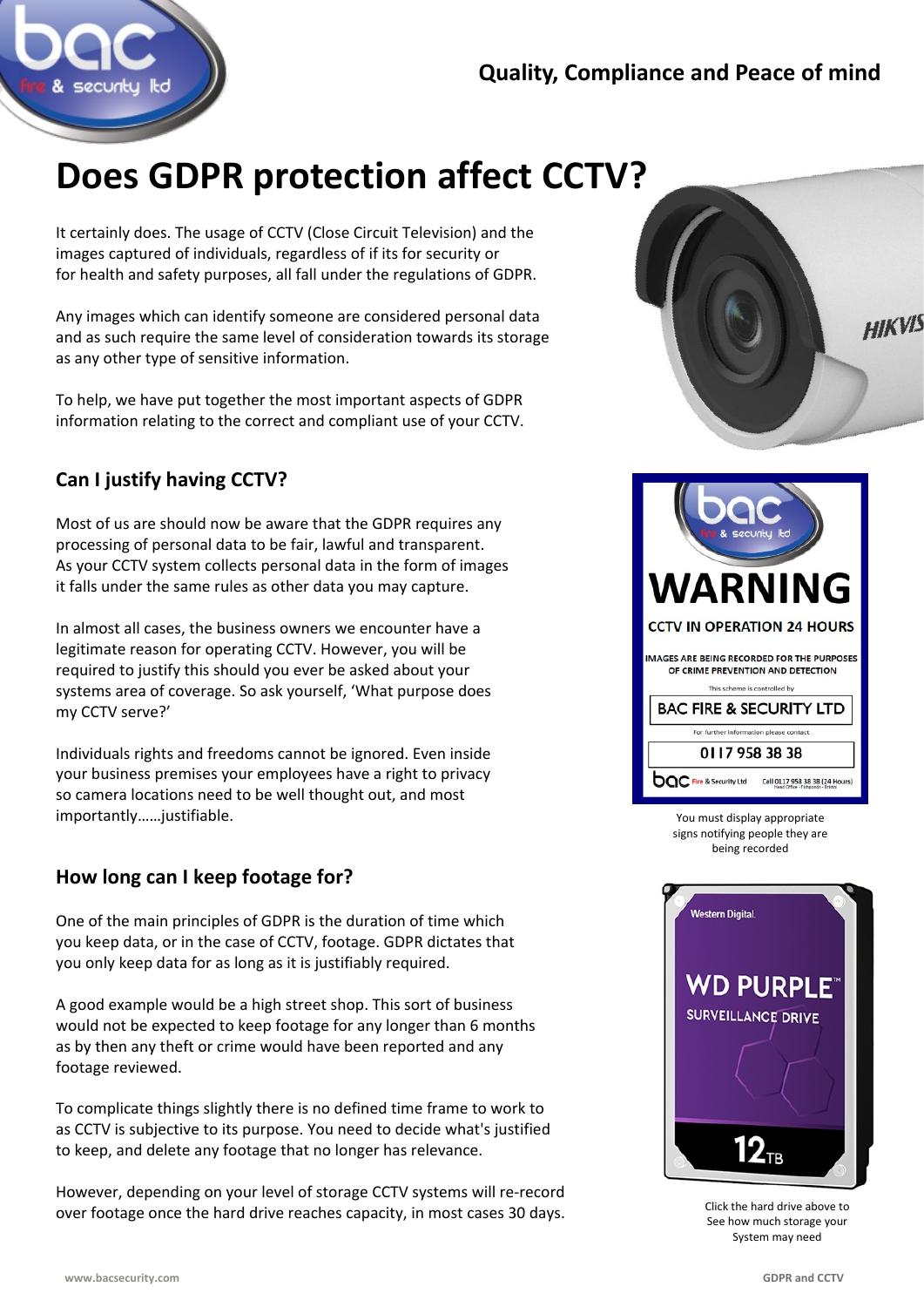Quality, Compliance and Peace of mind

# Does GDPR protection affect CCTV?

It certainly does. The usage of CCTV (Close Circuit Television) and the images captured of individuals, regardless of if its for security or for health and safety purposes, all fall under the regulations of GDPR.

Any images which can identify someone are considered personal data and as such require the same level of consideration towards its storage as any other type of sensitive information.

To help, we have put together the most important aspects of GDPR information relating to the correct and compliant use of your CCTV.

## Can I justify having CCTV?

Most of us are should now be aware that the GDPR requires any processing of personal data to be fair, lawful and transparent. As your CCTV system collects personal data in the form of images it falls under the same rules as other data you may capture.

In almost all cases, the business owners we encounter have a legitimate reason for operating CCTV. However, you will be required to justify this should you ever be asked about your systems area of coverage. So ask yourself, 'What purpose does my CCTV serve?'

Individuals rights and freedoms cannot be ignored. Even inside your business premises your employees have a right to privacy so camera locations need to be well thought out, and most importantly……justifiable.

You must display appropriate signs notifying people they are being recorded

## How long can I keep footage for?

One of the main principles of GDPR is the duration of time which you keep data, or in the case of CCTV, footage. GDPR dictates that you only keep data for as long as it is justifiably required.

A good example would be a high street shop. This sort of business would not be expected to keep footage for any longer than 6 months as by then any theft or crime would have been reported and any footage reviewed.

To complicate things slightly there is no defined time frame to work to as CCTV is subjective to its purpose. You need to decide what's justified to keep, and delete any footage that no longer has relevance.

However, depending on your level of storage CCTV systems will re-record over footage once the hard drive reaches capacity, in most cases 30 days.

Click the hard drive above to See how much storage your System may need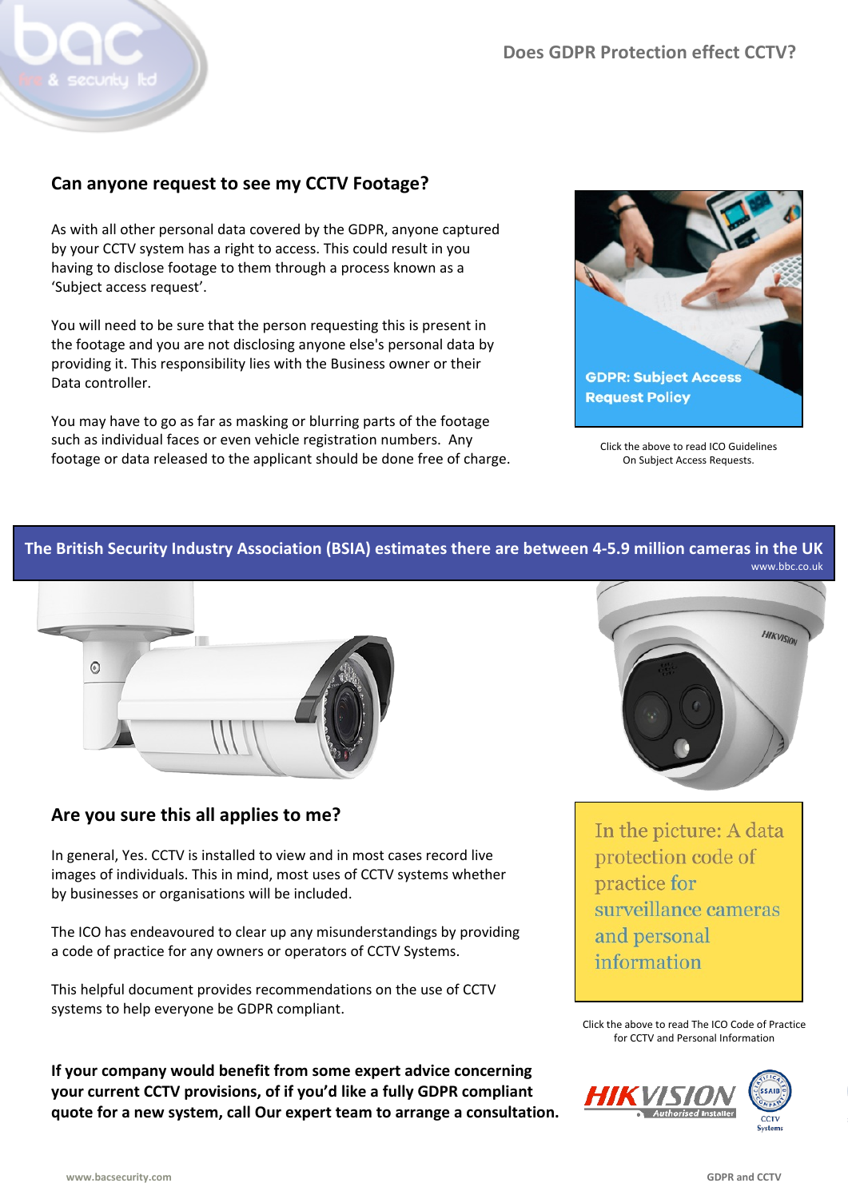## Can anyone request to see my CCTV Footage?

As with all other personal data covered by the GDPR, anyone captured by your CCTV system has a right to access. This could result in you having to disclose footage to them through a process known as a 'Subject access request'.

You will need to be sure that the person requesting this is present in the footage and you are not disclosing anyone else's personal data by providing it. This responsibility lies with the Business owner or their Data controller.

You may have to go as far as masking or blurring parts of the footage such as individual faces or even vehicle registration numbers. Any footage or data released to the applicant should be done free of charge.

GDPR: Subject Access Request Policy

Click the above to read ICO Guidelines On Subject Access Requests.

**The British Security Industry Association (BSIA) estimates there are between 4-5.9 million cameras in the UK**

www.bbc.co.uk

## Are you sure this all applies to me?

In general, Yes. CCTV is installed to view and in most cases record live images of individuals. This in mind, most uses of CCTV systems whether by businesses or organisations will be included.

The ICO has endeavoured to clear up any misunderstandings by providing a code of practice for any owners or operators of CCTV Systems.

This helpful document provides recommendations on the use of CCTV systems to help everyone be GDPR compliant.

In the picture: A data protection code of practice for surveillance cameras and personal information

Click the above to read The ICO Code of Practice for CCTV and Personal Information

**If your company would benefit from some expert advice concerning your current CCTV provisions, of if you'd like a fully GDPR compliant quote for a new system, call Our expert team to arrange a consultation.**